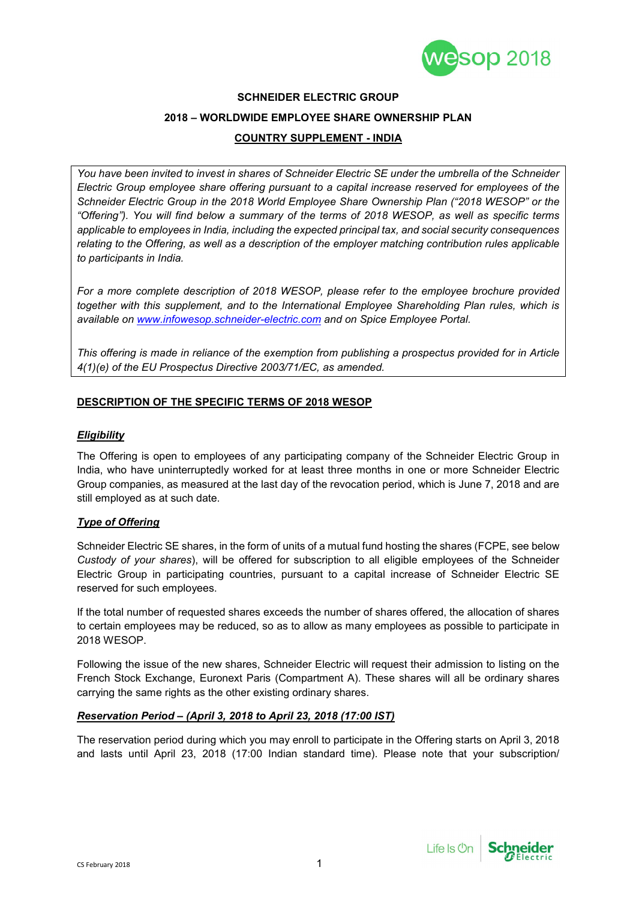# SCHNEIDER ELECTRIC GROUP

## 2018 – WORLDWIDE EMPLOYEE SHARE OWNERSHIP PLAN

## COUNTRY SUPPLEMENT - INDIA

*You have been invited to invest in shares of Schneider Electric SE under the umbrella of the Schneider Electric Group employee share offering pursuant to a capital increase reserved for employees of the Schneider Electric Group in the 2018 World Employee Share Ownership Plan ("2018 WESOP" or the "Offering"). You will find below a summary of the terms of 2018 WESOP, as well as specific terms applicable to employees in India, including the expected principal tax, and social security consequences relating to the Offering, as well as a description of the employer matching contribution rules applicable to participants in India.*

*For a more complete description of 2018 WESOP, please refer to the employee brochure provided together with this supplement, and to the International Employee Shareholding Plan rules, which is available on [www.infowesop.schneider-electric.com](http://www.infowesop.schneider-electric.com) and on Spice Employee Portal.*

*This offering is made in reliance of the exemption from publishing a prospectus provided for in Article 4(1)(e) of the EU Prospectus Directive 2003/71/EC, as amended.*

## DESCRIPTION OF THE SPECIFIC TERMS OF 2018 WESOP

### *Eligibility*

The Offering is open to employees of any participating company of the Schneider Electric Group in India, who have uninterruptedly worked for at least three months in one or more Schneider Electric Group companies, as measured at the last day of the revocation period, which is June 7, 2018 and are still employed as at such date.

### *Type of Offering*

Schneider Electric SE shares, in the form of units of a mutual fund hosting the shares (FCPE, see below *Custody of your shares*), will be offered for subscription to all eligible employees of the Schneider Electric Group in participating countries, pursuant to a capital increase of Schneider Electric SE reserved for such employees.

If the total number of requested shares exceeds the number of shares offered, the allocation of shares to certain employees may be reduced, so as to allow as many employees as possible to participate in 2018 WESOP.

Following the issue of the new shares, Schneider Electric will request their admission to listing on the French Stock Exchange, Euronext Paris (Compartment A). These shares will all be ordinary shares carrying the same rights as the other existing ordinary shares.

### *Reservation Period – (April 3, 2018 to April 23, 2018 (17:00 IST)*

The reservation period during which you may enroll to participate in the Offering starts on April 3, 2018 and lasts until April 23, 2018 (17:00 Indian standard time). Please note that your subscription/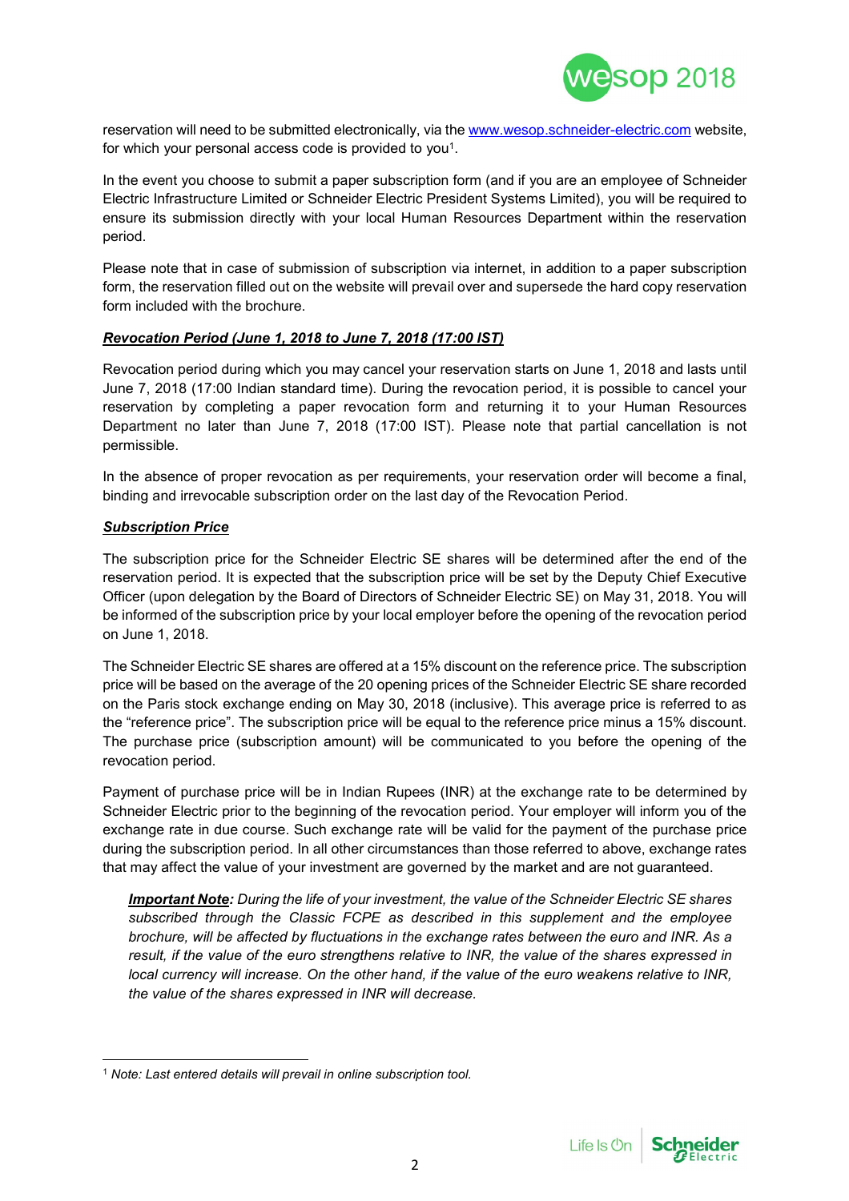reservation will need to be submitted electronically, via the www.wesop.schneider-electric.com website, for which your personal access code is provided to you[1].

In the event you choose to submit a paper subscription form (and if you are an employee of Schneider Electric Infrastructure Limited or Schneider Electric President Systems Limited), you will be required to ensure its submission directly with your local Human Resources Department within the reservation period.

Please note that in case of submission of subscription via internet, in addition to a paper subscription form, the reservation filled out on the website will prevail over and supersede the hard copy reservation form included with the brochure.

***Revocation Period (June 1, 2018 to June 7, 2018 (17:00 IST)***

Revocation period during which you may cancel your reservation starts on June 1, 2018 and lasts until June 7, 2018 (17:00 Indian standard time). During the revocation period, it is possible to cancel your reservation by completing a paper revocation form and returning it to your Human Resources Department no later than June 7, 2018 (17:00 IST). Please note that partial cancellation is not permissible.

In the absence of proper revocation as per requirements, your reservation order will become a final, binding and irrevocable subscription order on the last day of the Revocation Period.

***Subscription Price***

The subscription price for the Schneider Electric SE shares will be determined after the end of the reservation period. It is expected that the subscription price will be set by the Deputy Chief Executive Officer (upon delegation by the Board of Directors of Schneider Electric SE) on May 31, 2018. You will be informed of the subscription price by your local employer before the opening of the revocation period on June 1, 2018.

The Schneider Electric SE shares are offered at a 15% discount on the reference price. The subscription price will be based on the average of the 20 opening prices of the Schneider Electric SE share recorded on the Paris stock exchange ending on May 30, 2018 (inclusive). This average price is referred to as the "reference price". The subscription price will be equal to the reference price minus a 15% discount. The purchase price (subscription amount) will be communicated to you before the opening of the revocation period.

Payment of purchase price will be in Indian Rupees (INR) at the exchange rate to be determined by Schneider Electric prior to the beginning of the revocation period. Your employer will inform you of the exchange rate in due course. Such exchange rate will be valid for the payment of the purchase price during the subscription period. In all other circumstances than those referred to above, exchange rates that may affect the value of your investment are governed by the market and are not guaranteed.

> ***Important Note:*** *During the life of your investment, the value of the Schneider Electric SE shares subscribed through the Classic FCPE as described in this supplement and the employee brochure, will be affected by fluctuations in the exchange rates between the euro and INR. As a result, if the value of the euro strengthens relative to INR, the value of the shares expressed in local currency will increase. On the other hand, if the value of the euro weakens relative to INR, the value of the shares expressed in INR will decrease.*

---

[1] *Note: Last entered details will prevail in online subscription tool.*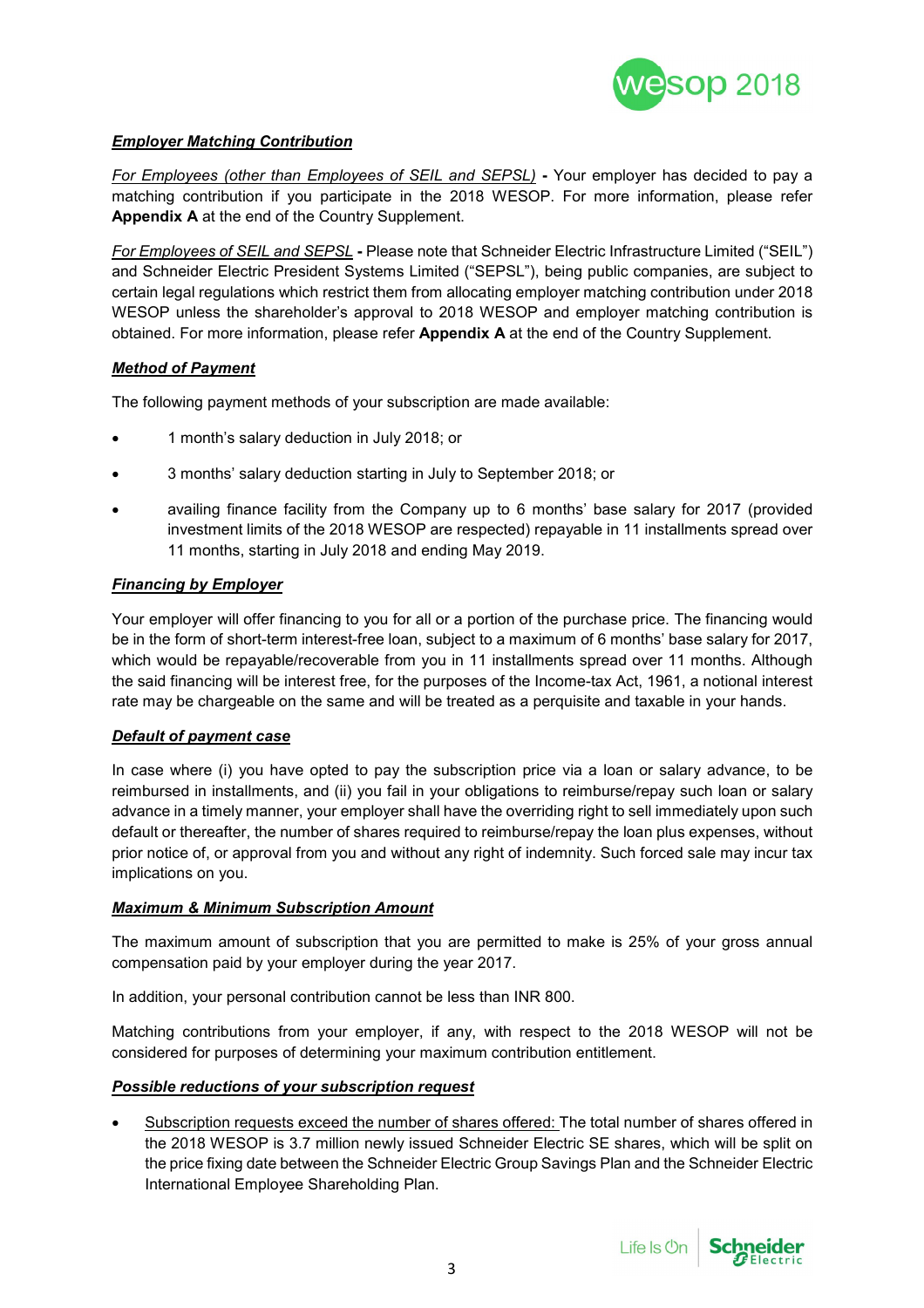### ***Employer Matching Contribution***

*For Employees (other than Employees of SEIL and SEPSL)* **-** Your employer has decided to pay a matching contribution if you participate in the 2018 WESOP. For more information, please refer **Appendix A** at the end of the Country Supplement.

*For Employees of SEIL and SEPSL* **-** Please note that Schneider Electric Infrastructure Limited ("SEIL") and Schneider Electric President Systems Limited ("SEPSL"), being public companies, are subject to certain legal regulations which restrict them from allocating employer matching contribution under 2018 WESOP unless the shareholder's approval to 2018 WESOP and employer matching contribution is obtained. For more information, please refer **Appendix A** at the end of the Country Supplement.

### ***Method of Payment***

The following payment methods of your subscription are made available:

- 1 month's salary deduction in July 2018; or
- 3 months' salary deduction starting in July to September 2018; or
- availing finance facility from the Company up to 6 months' base salary for 2017 (provided investment limits of the 2018 WESOP are respected) repayable in 11 installments spread over 11 months, starting in July 2018 and ending May 2019.

### ***Financing by Employer***

Your employer will offer financing to you for all or a portion of the purchase price. The financing would be in the form of short-term interest-free loan, subject to a maximum of 6 months' base salary for 2017, which would be repayable/recoverable from you in 11 installments spread over 11 months. Although the said financing will be interest free, for the purposes of the Income-tax Act, 1961, a notional interest rate may be chargeable on the same and will be treated as a perquisite and taxable in your hands.

### ***Default of payment case***

In case where (i) you have opted to pay the subscription price via a loan or salary advance, to be reimbursed in installments, and (ii) you fail in your obligations to reimburse/repay such loan or salary advance in a timely manner, your employer shall have the overriding right to sell immediately upon such default or thereafter, the number of shares required to reimburse/repay the loan plus expenses, without prior notice of, or approval from you and without any right of indemnity. Such forced sale may incur tax implications on you.

### ***Maximum & Minimum Subscription Amount***

The maximum amount of subscription that you are permitted to make is 25% of your gross annual compensation paid by your employer during the year 2017.

In addition, your personal contribution cannot be less than INR 800.

Matching contributions from your employer, if any, with respect to the 2018 WESOP will not be considered for purposes of determining your maximum contribution entitlement.

### ***Possible reductions of your subscription request***

- Subscription requests exceed the number of shares offered: The total number of shares offered in the 2018 WESOP is 3.7 million newly issued Schneider Electric SE shares, which will be split on the price fixing date between the Schneider Electric Group Savings Plan and the Schneider Electric International Employee Shareholding Plan.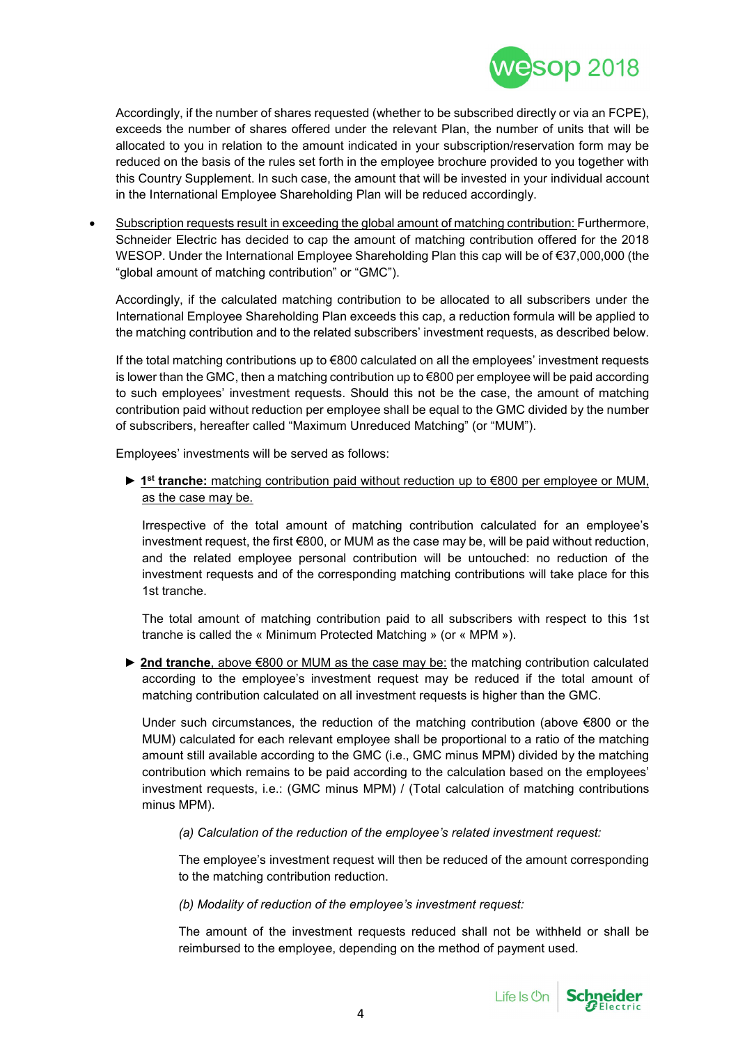Accordingly, if the number of shares requested (whether to be subscribed directly or via an FCPE), exceeds the number of shares offered under the relevant Plan, the number of units that will be allocated to you in relation to the amount indicated in your subscription/reservation form may be reduced on the basis of the rules set forth in the employee brochure provided to you together with this Country Supplement. In such case, the amount that will be invested in your individual account in the International Employee Shareholding Plan will be reduced accordingly.

- Subscription requests result in exceeding the global amount of matching contribution: Furthermore, Schneider Electric has decided to cap the amount of matching contribution offered for the 2018 WESOP. Under the International Employee Shareholding Plan this cap will be of €37,000,000 (the "global amount of matching contribution" or "GMC").

  Accordingly, if the calculated matching contribution to be allocated to all subscribers under the International Employee Shareholding Plan exceeds this cap, a reduction formula will be applied to the matching contribution and to the related subscribers' investment requests, as described below.

  If the total matching contributions up to €800 calculated on all the employees' investment requests is lower than the GMC, then a matching contribution up to €800 per employee will be paid according to such employees' investment requests. Should this not be the case, the amount of matching contribution paid without reduction per employee shall be equal to the GMC divided by the number of subscribers, hereafter called "Maximum Unreduced Matching" (or "MUM").

  Employees' investments will be served as follows:

  ► **1st tranche:** matching contribution paid without reduction up to €800 per employee or MUM, as the case may be.

  Irrespective of the total amount of matching contribution calculated for an employee's investment request, the first €800, or MUM as the case may be, will be paid without reduction, and the related employee personal contribution will be untouched: no reduction of the investment requests and of the corresponding matching contributions will take place for this 1st tranche.

  The total amount of matching contribution paid to all subscribers with respect to this 1st tranche is called the « Minimum Protected Matching » (or « MPM »).

  ► **2nd tranche**, above €800 or MUM as the case may be: the matching contribution calculated according to the employee's investment request may be reduced if the total amount of matching contribution calculated on all investment requests is higher than the GMC.

  Under such circumstances, the reduction of the matching contribution (above €800 or the MUM) calculated for each relevant employee shall be proportional to a ratio of the matching amount still available according to the GMC (i.e., GMC minus MPM) divided by the matching contribution which remains to be paid according to the calculation based on the employees' investment requests, i.e.: (GMC minus MPM) / (Total calculation of matching contributions minus MPM).

  *(a) Calculation of the reduction of the employee's related investment request:*

  The employee's investment request will then be reduced of the amount corresponding to the matching contribution reduction.

  *(b) Modality of reduction of the employee's investment request:*

  The amount of the investment requests reduced shall not be withheld or shall be reimbursed to the employee, depending on the method of payment used.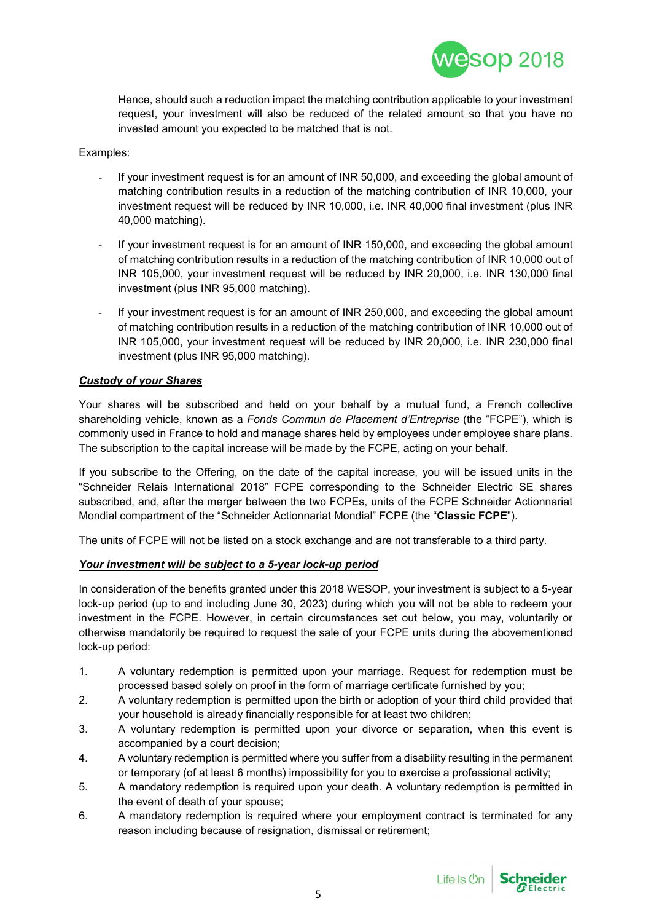Hence, should such a reduction impact the matching contribution applicable to your investment request, your investment will also be reduced of the related amount so that you have no invested amount you expected to be matched that is not.

Examples:

- If your investment request is for an amount of INR 50,000, and exceeding the global amount of matching contribution results in a reduction of the matching contribution of INR 10,000, your investment request will be reduced by INR 10,000, i.e. INR 40,000 final investment (plus INR 40,000 matching).
- If your investment request is for an amount of INR 150,000, and exceeding the global amount of matching contribution results in a reduction of the matching contribution of INR 10,000 out of INR 105,000, your investment request will be reduced by INR 20,000, i.e. INR 130,000 final investment (plus INR 95,000 matching).
- If your investment request is for an amount of INR 250,000, and exceeding the global amount of matching contribution results in a reduction of the matching contribution of INR 10,000 out of INR 105,000, your investment request will be reduced by INR 20,000, i.e. INR 230,000 final investment (plus INR 95,000 matching).

***Custody of your Shares***

Your shares will be subscribed and held on your behalf by a mutual fund, a French collective shareholding vehicle, known as a *Fonds Commun de Placement d'Entreprise* (the "FCPE"), which is commonly used in France to hold and manage shares held by employees under employee share plans. The subscription to the capital increase will be made by the FCPE, acting on your behalf.

If you subscribe to the Offering, on the date of the capital increase, you will be issued units in the "Schneider Relais International 2018" FCPE corresponding to the Schneider Electric SE shares subscribed, and, after the merger between the two FCPEs, units of the FCPE Schneider Actionnariat Mondial compartment of the "Schneider Actionnariat Mondial" FCPE (the "**Classic FCPE**").

The units of FCPE will not be listed on a stock exchange and are not transferable to a third party.

***Your investment will be subject to a 5-year lock-up period***

In consideration of the benefits granted under this 2018 WESOP, your investment is subject to a 5-year lock-up period (up to and including June 30, 2023) during which you will not be able to redeem your investment in the FCPE. However, in certain circumstances set out below, you may, voluntarily or otherwise mandatorily be required to request the sale of your FCPE units during the abovementioned lock-up period:

1. A voluntary redemption is permitted upon your marriage. Request for redemption must be processed based solely on proof in the form of marriage certificate furnished by you;
2. A voluntary redemption is permitted upon the birth or adoption of your third child provided that your household is already financially responsible for at least two children;
3. A voluntary redemption is permitted upon your divorce or separation, when this event is accompanied by a court decision;
4. A voluntary redemption is permitted where you suffer from a disability resulting in the permanent or temporary (of at least 6 months) impossibility for you to exercise a professional activity;
5. A mandatory redemption is required upon your death. A voluntary redemption is permitted in the event of death of your spouse;
6. A mandatory redemption is required where your employment contract is terminated for any reason including because of resignation, dismissal or retirement;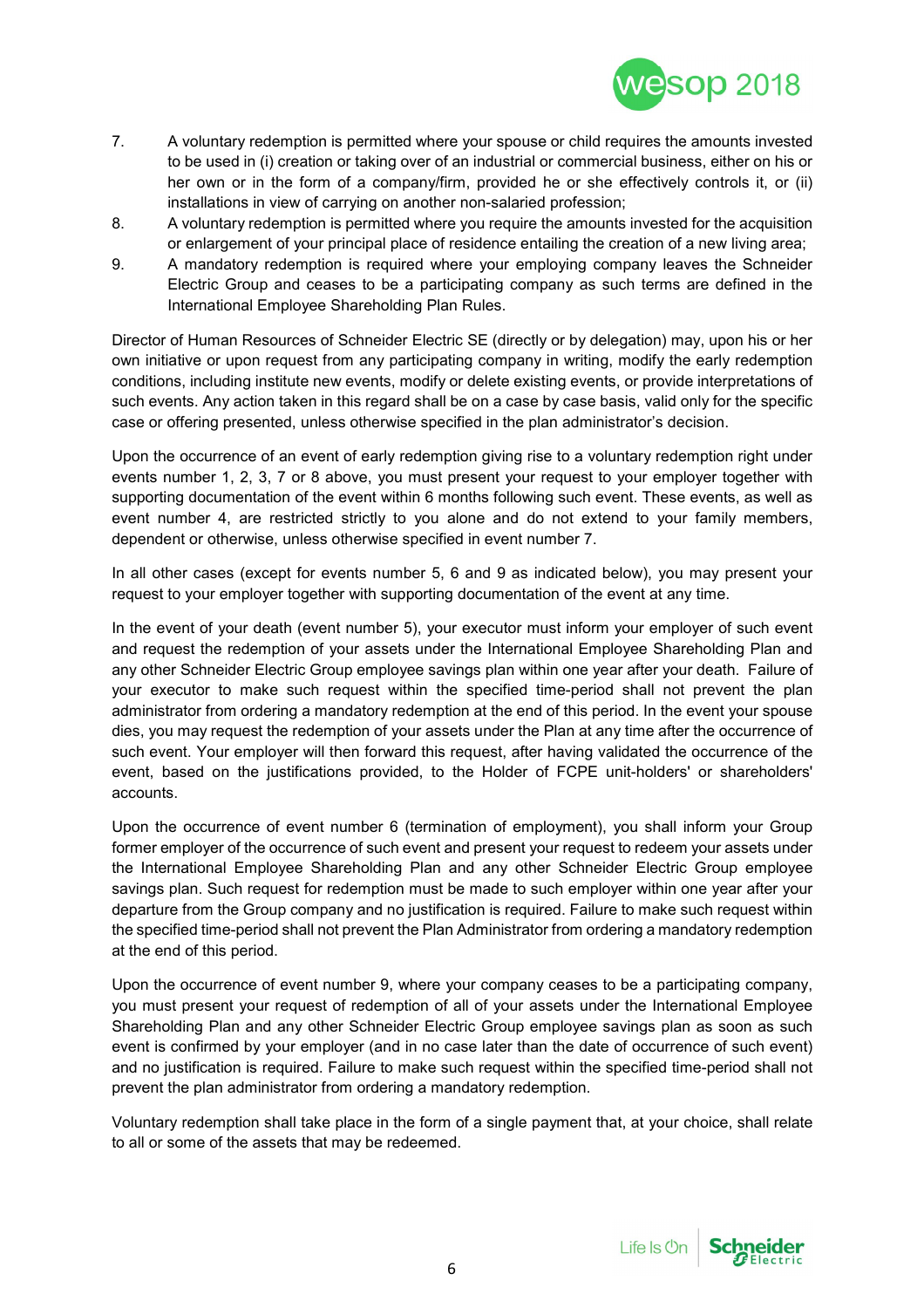7. A voluntary redemption is permitted where your spouse or child requires the amounts invested to be used in (i) creation or taking over of an industrial or commercial business, either on his or her own or in the form of a company/firm, provided he or she effectively controls it, or (ii) installations in view of carrying on another non-salaried profession;
8. A voluntary redemption is permitted where you require the amounts invested for the acquisition or enlargement of your principal place of residence entailing the creation of a new living area;
9. A mandatory redemption is required where your employing company leaves the Schneider Electric Group and ceases to be a participating company as such terms are defined in the International Employee Shareholding Plan Rules.

Director of Human Resources of Schneider Electric SE (directly or by delegation) may, upon his or her own initiative or upon request from any participating company in writing, modify the early redemption conditions, including institute new events, modify or delete existing events, or provide interpretations of such events. Any action taken in this regard shall be on a case by case basis, valid only for the specific case or offering presented, unless otherwise specified in the plan administrator's decision.

Upon the occurrence of an event of early redemption giving rise to a voluntary redemption right under events number 1, 2, 3, 7 or 8 above, you must present your request to your employer together with supporting documentation of the event within 6 months following such event. These events, as well as event number 4, are restricted strictly to you alone and do not extend to your family members, dependent or otherwise, unless otherwise specified in event number 7.

In all other cases (except for events number 5, 6 and 9 as indicated below), you may present your request to your employer together with supporting documentation of the event at any time.

In the event of your death (event number 5), your executor must inform your employer of such event and request the redemption of your assets under the International Employee Shareholding Plan and any other Schneider Electric Group employee savings plan within one year after your death. Failure of your executor to make such request within the specified time-period shall not prevent the plan administrator from ordering a mandatory redemption at the end of this period. In the event your spouse dies, you may request the redemption of your assets under the Plan at any time after the occurrence of such event. Your employer will then forward this request, after having validated the occurrence of the event, based on the justifications provided, to the Holder of FCPE unit-holders' or shareholders' accounts.

Upon the occurrence of event number 6 (termination of employment), you shall inform your Group former employer of the occurrence of such event and present your request to redeem your assets under the International Employee Shareholding Plan and any other Schneider Electric Group employee savings plan. Such request for redemption must be made to such employer within one year after your departure from the Group company and no justification is required. Failure to make such request within the specified time-period shall not prevent the Plan Administrator from ordering a mandatory redemption at the end of this period.

Upon the occurrence of event number 9, where your company ceases to be a participating company, you must present your request of redemption of all of your assets under the International Employee Shareholding Plan and any other Schneider Electric Group employee savings plan as soon as such event is confirmed by your employer (and in no case later than the date of occurrence of such event) and no justification is required. Failure to make such request within the specified time-period shall not prevent the plan administrator from ordering a mandatory redemption.

Voluntary redemption shall take place in the form of a single payment that, at your choice, shall relate to all or some of the assets that may be redeemed.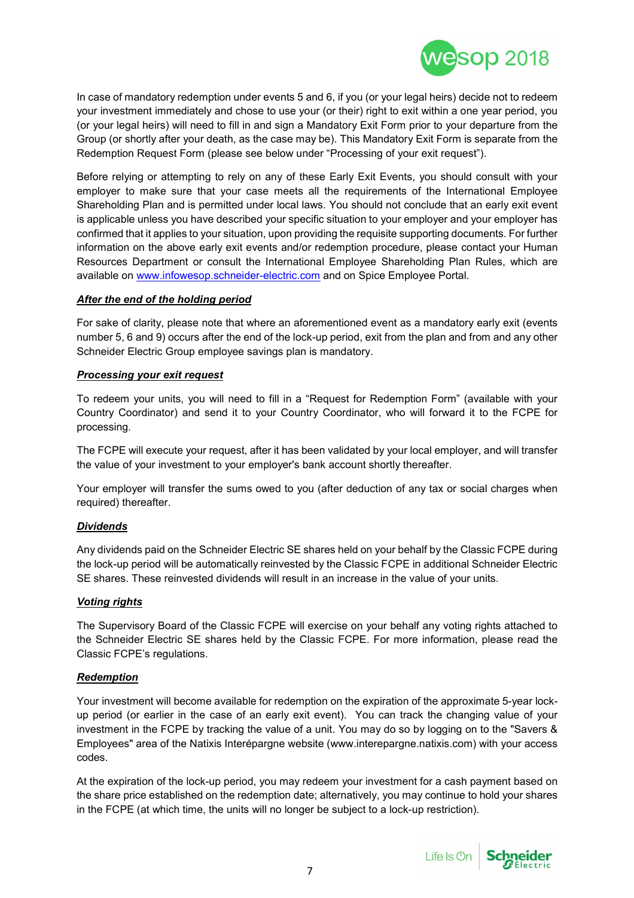In case of mandatory redemption under events 5 and 6, if you (or your legal heirs) decide not to redeem your investment immediately and chose to use your (or their) right to exit within a one year period, you (or your legal heirs) will need to fill in and sign a Mandatory Exit Form prior to your departure from the Group (or shortly after your death, as the case may be). This Mandatory Exit Form is separate from the Redemption Request Form (please see below under "Processing of your exit request").

Before relying or attempting to rely on any of these Early Exit Events, you should consult with your employer to make sure that your case meets all the requirements of the International Employee Shareholding Plan and is permitted under local laws. You should not conclude that an early exit event is applicable unless you have described your specific situation to your employer and your employer has confirmed that it applies to your situation, upon providing the requisite supporting documents. For further information on the above early exit events and/or redemption procedure, please contact your Human Resources Department or consult the International Employee Shareholding Plan Rules, which are available on [www.infowesop.schneider-electric.com](http://www.infowesop.schneider-electric.com) and on Spice Employee Portal.

***After the end of the holding period***

For sake of clarity, please note that where an aforementioned event as a mandatory early exit (events number 5, 6 and 9) occurs after the end of the lock-up period, exit from the plan and from and any other Schneider Electric Group employee savings plan is mandatory.

***Processing your exit request***

To redeem your units, you will need to fill in a "Request for Redemption Form" (available with your Country Coordinator) and send it to your Country Coordinator, who will forward it to the FCPE for processing.

The FCPE will execute your request, after it has been validated by your local employer, and will transfer the value of your investment to your employer's bank account shortly thereafter.

Your employer will transfer the sums owed to you (after deduction of any tax or social charges when required) thereafter.

***Dividends***

Any dividends paid on the Schneider Electric SE shares held on your behalf by the Classic FCPE during the lock-up period will be automatically reinvested by the Classic FCPE in additional Schneider Electric SE shares. These reinvested dividends will result in an increase in the value of your units.

***Voting rights***

The Supervisory Board of the Classic FCPE will exercise on your behalf any voting rights attached to the Schneider Electric SE shares held by the Classic FCPE. For more information, please read the Classic FCPE's regulations.

***Redemption***

Your investment will become available for redemption on the expiration of the approximate 5-year lock-up period (or earlier in the case of an early exit event). You can track the changing value of your investment in the FCPE by tracking the value of a unit. You may do so by logging on to the "Savers & Employees" area of the Natixis Interépargne website (www.interepargne.natixis.com) with your access codes.

At the expiration of the lock-up period, you may redeem your investment for a cash payment based on the share price established on the redemption date; alternatively, you may continue to hold your shares in the FCPE (at which time, the units will no longer be subject to a lock-up restriction).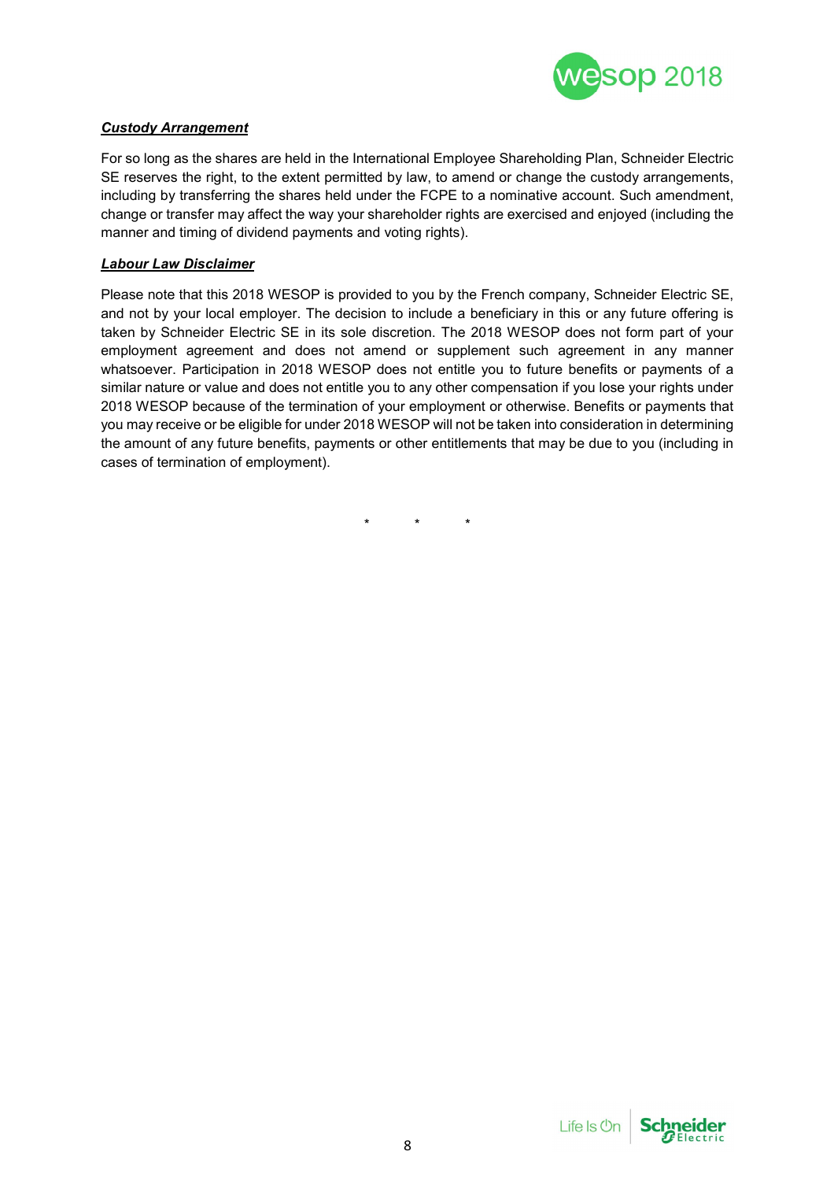***<u>Custody Arrangement</u>***

For so long as the shares are held in the International Employee Shareholding Plan, Schneider Electric SE reserves the right, to the extent permitted by law, to amend or change the custody arrangements, including by transferring the shares held under the FCPE to a nominative account. Such amendment, change or transfer may affect the way your shareholder rights are exercised and enjoyed (including the manner and timing of dividend payments and voting rights).

***<u>Labour Law Disclaimer</u>***

Please note that this 2018 WESOP is provided to you by the French company, Schneider Electric SE, and not by your local employer. The decision to include a beneficiary in this or any future offering is taken by Schneider Electric SE in its sole discretion. The 2018 WESOP does not form part of your employment agreement and does not amend or supplement such agreement in any manner whatsoever. Participation in 2018 WESOP does not entitle you to future benefits or payments of a similar nature or value and does not entitle you to any other compensation if you lose your rights under 2018 WESOP because of the termination of your employment or otherwise. Benefits or payments that you may receive or be eligible for under 2018 WESOP will not be taken into consideration in determining the amount of any future benefits, payments or other entitlements that may be due to you (including in cases of termination of employment).

\* \* \*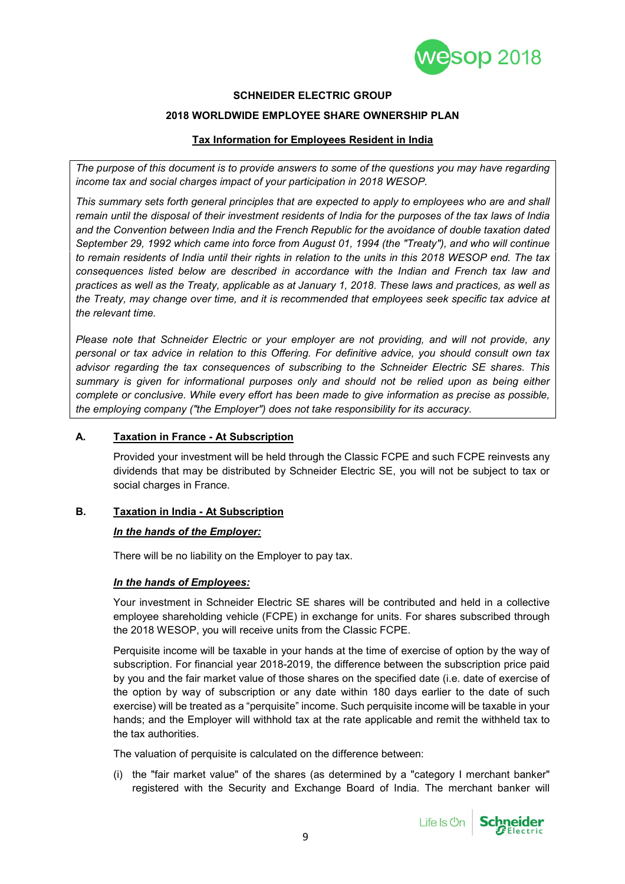**SCHNEIDER ELECTRIC GROUP**

**2018 WORLDWIDE EMPLOYEE SHARE OWNERSHIP PLAN**

**Tax Information for Employees Resident in India**

*The purpose of this document is to provide answers to some of the questions you may have regarding income tax and social charges impact of your participation in 2018 WESOP.*

*This summary sets forth general principles that are expected to apply to employees who are and shall remain until the disposal of their investment residents of India for the purposes of the tax laws of India and the Convention between India and the French Republic for the avoidance of double taxation dated September 29, 1992 which came into force from August 01, 1994 (the "Treaty"), and who will continue to remain residents of India until their rights in relation to the units in this 2018 WESOP end. The tax consequences listed below are described in accordance with the Indian and French tax law and practices as well as the Treaty, applicable as at January 1, 2018. These laws and practices, as well as the Treaty, may change over time, and it is recommended that employees seek specific tax advice at the relevant time.*

*Please note that Schneider Electric or your employer are not providing, and will not provide, any personal or tax advice in relation to this Offering. For definitive advice, you should consult own tax advisor regarding the tax consequences of subscribing to the Schneider Electric SE shares. This summary is given for informational purposes only and should not be relied upon as being either complete or conclusive. While every effort has been made to give information as precise as possible, the employing company ("the Employer") does not take responsibility for its accuracy.*

## A. Taxation in France - At Subscription

Provided your investment will be held through the Classic FCPE and such FCPE reinvests any dividends that may be distributed by Schneider Electric SE, you will not be subject to tax or social charges in France.

## B. Taxation in India - At Subscription

***In the hands of the Employer:***

There will be no liability on the Employer to pay tax.

***In the hands of Employees:***

Your investment in Schneider Electric SE shares will be contributed and held in a collective employee shareholding vehicle (FCPE) in exchange for units. For shares subscribed through the 2018 WESOP, you will receive units from the Classic FCPE.

Perquisite income will be taxable in your hands at the time of exercise of option by the way of subscription. For financial year 2018-2019, the difference between the subscription price paid by you and the fair market value of those shares on the specified date (i.e. date of exercise of the option by way of subscription or any date within 180 days earlier to the date of such exercise) will be treated as a "perquisite" income. Such perquisite income will be taxable in your hands; and the Employer will withhold tax at the rate applicable and remit the withheld tax to the tax authorities.

The valuation of perquisite is calculated on the difference between:

(i) the "fair market value" of the shares (as determined by a "category I merchant banker" registered with the Security and Exchange Board of India. The merchant banker will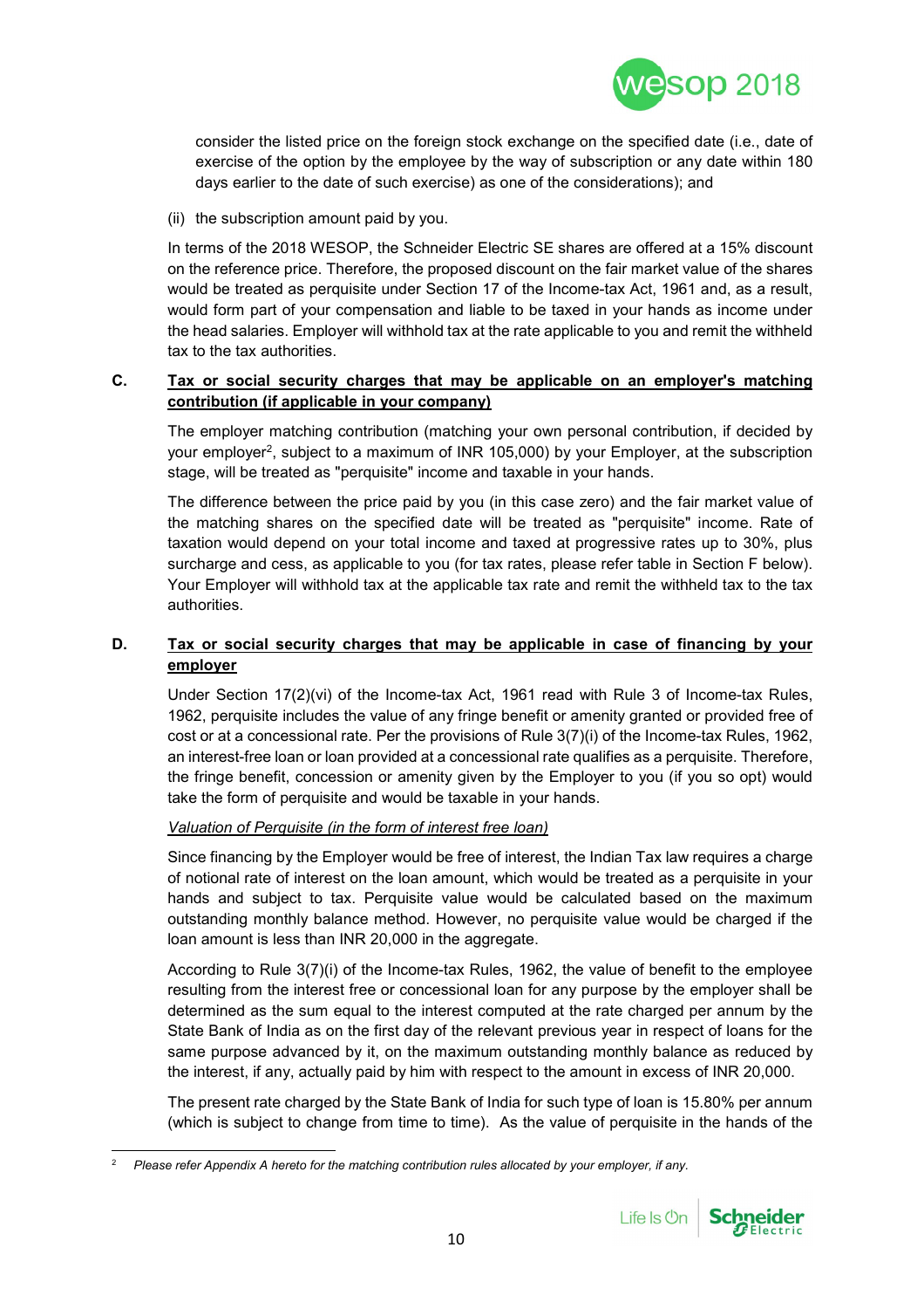consider the listed price on the foreign stock exchange on the specified date (i.e., date of exercise of the option by the employee by the way of subscription or any date within 180 days earlier to the date of such exercise) as one of the considerations); and

(ii) the subscription amount paid by you.

In terms of the 2018 WESOP, the Schneider Electric SE shares are offered at a 15% discount on the reference price. Therefore, the proposed discount on the fair market value of the shares would be treated as perquisite under Section 17 of the Income-tax Act, 1961 and, as a result, would form part of your compensation and liable to be taxed in your hands as income under the head salaries. Employer will withhold tax at the rate applicable to you and remit the withheld tax to the tax authorities.

**C. <u>Tax or social security charges that may be applicable on an employer's matching contribution (if applicable in your company)</u>**

The employer matching contribution (matching your own personal contribution, if decided by your employer[2], subject to a maximum of INR 105,000) by your Employer, at the subscription stage, will be treated as "perquisite" income and taxable in your hands.

The difference between the price paid by you (in this case zero) and the fair market value of the matching shares on the specified date will be treated as "perquisite" income. Rate of taxation would depend on your total income and taxed at progressive rates up to 30%, plus surcharge and cess, as applicable to you (for tax rates, please refer table in Section F below). Your Employer will withhold tax at the applicable tax rate and remit the withheld tax to the tax authorities.

**D. <u>Tax or social security charges that may be applicable in case of financing by your employer</u>**

Under Section 17(2)(vi) of the Income-tax Act, 1961 read with Rule 3 of Income-tax Rules, 1962, perquisite includes the value of any fringe benefit or amenity granted or provided free of cost or at a concessional rate. Per the provisions of Rule 3(7)(i) of the Income-tax Rules, 1962, an interest-free loan or loan provided at a concessional rate qualifies as a perquisite. Therefore, the fringe benefit, concession or amenity given by the Employer to you (if you so opt) would take the form of perquisite and would be taxable in your hands.

*<u>Valuation of Perquisite (in the form of interest free loan)</u>*

Since financing by the Employer would be free of interest, the Indian Tax law requires a charge of notional rate of interest on the loan amount, which would be treated as a perquisite in your hands and subject to tax. Perquisite value would be calculated based on the maximum outstanding monthly balance method. However, no perquisite value would be charged if the loan amount is less than INR 20,000 in the aggregate.

According to Rule 3(7)(i) of the Income-tax Rules, 1962, the value of benefit to the employee resulting from the interest free or concessional loan for any purpose by the employer shall be determined as the sum equal to the interest computed at the rate charged per annum by the State Bank of India as on the first day of the relevant previous year in respect of loans for the same purpose advanced by it, on the maximum outstanding monthly balance as reduced by the interest, if any, actually paid by him with respect to the amount in excess of INR 20,000.

The present rate charged by the State Bank of India for such type of loan is 15.80% per annum (which is subject to change from time to time). As the value of perquisite in the hands of the

---

[2] *Please refer Appendix A hereto for the matching contribution rules allocated by your employer, if any.*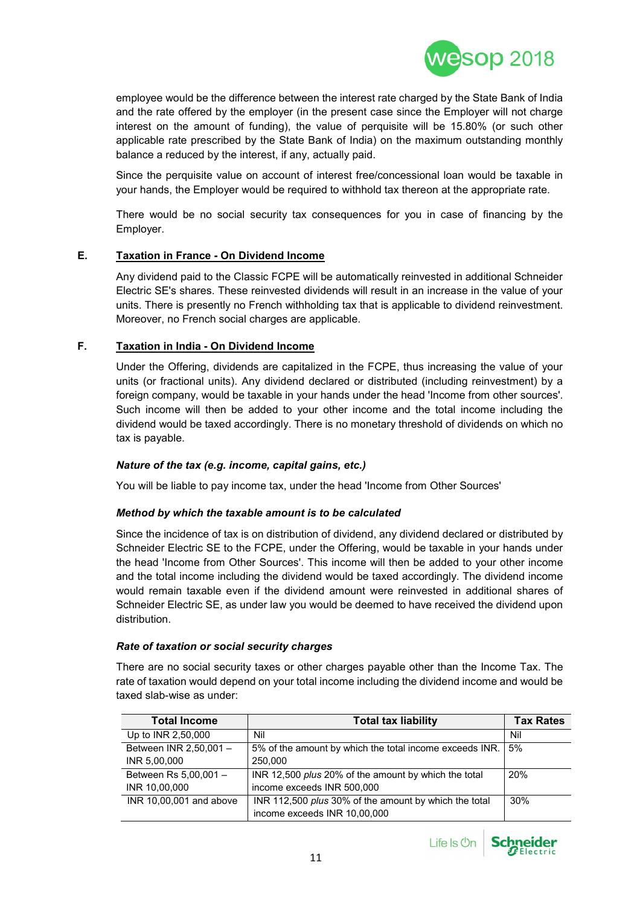employee would be the difference between the interest rate charged by the State Bank of India and the rate offered by the employer (in the present case since the Employer will not charge interest on the amount of funding), the value of perquisite will be 15.80% (or such other applicable rate prescribed by the State Bank of India) on the maximum outstanding monthly balance a reduced by the interest, if any, actually paid.

Since the perquisite value on account of interest free/concessional loan would be taxable in your hands, the Employer would be required to withhold tax thereon at the appropriate rate.

There would be no social security tax consequences for you in case of financing by the Employer.

## E. Taxation in France - On Dividend Income

Any dividend paid to the Classic FCPE will be automatically reinvested in additional Schneider Electric SE's shares. These reinvested dividends will result in an increase in the value of your units. There is presently no French withholding tax that is applicable to dividend reinvestment. Moreover, no French social charges are applicable.

## F. Taxation in India - On Dividend Income

Under the Offering, dividends are capitalized in the FCPE, thus increasing the value of your units (or fractional units). Any dividend declared or distributed (including reinvestment) by a foreign company, would be taxable in your hands under the head 'Income from other sources'. Such income will then be added to your other income and the total income including the dividend would be taxed accordingly. There is no monetary threshold of dividends on which no tax is payable.

***Nature of the tax (e.g. income, capital gains, etc.)***

You will be liable to pay income tax, under the head 'Income from Other Sources'

***Method by which the taxable amount is to be calculated***

Since the incidence of tax is on distribution of dividend, any dividend declared or distributed by Schneider Electric SE to the FCPE, under the Offering, would be taxable in your hands under the head 'Income from Other Sources'. This income will then be added to your other income and the total income including the dividend would be taxed accordingly. The dividend income would remain taxable even if the dividend amount were reinvested in additional shares of Schneider Electric SE, as under law you would be deemed to have received the dividend upon distribution.

***Rate of taxation or social security charges***

There are no social security taxes or other charges payable other than the Income Tax. The rate of taxation would depend on your total income including the dividend income and would be taxed slab-wise as under:

| Total Income | Total tax liability | Tax Rates |
|---|---|---|
| Up to INR 2,50,000 | Nil | Nil |
| Between INR 2,50,001 – INR 5,00,000 | 5% of the amount by which the total income exceeds INR. 250,000 | 5% |
| Between Rs 5,00,001 – INR 10,00,000 | INR 12,500 *plus* 20% of the amount by which the total income exceeds INR 500,000 | 20% |
| INR 10,00,001 and above | INR 112,500 *plus* 30% of the amount by which the total income exceeds INR 10,00,000 | 30% |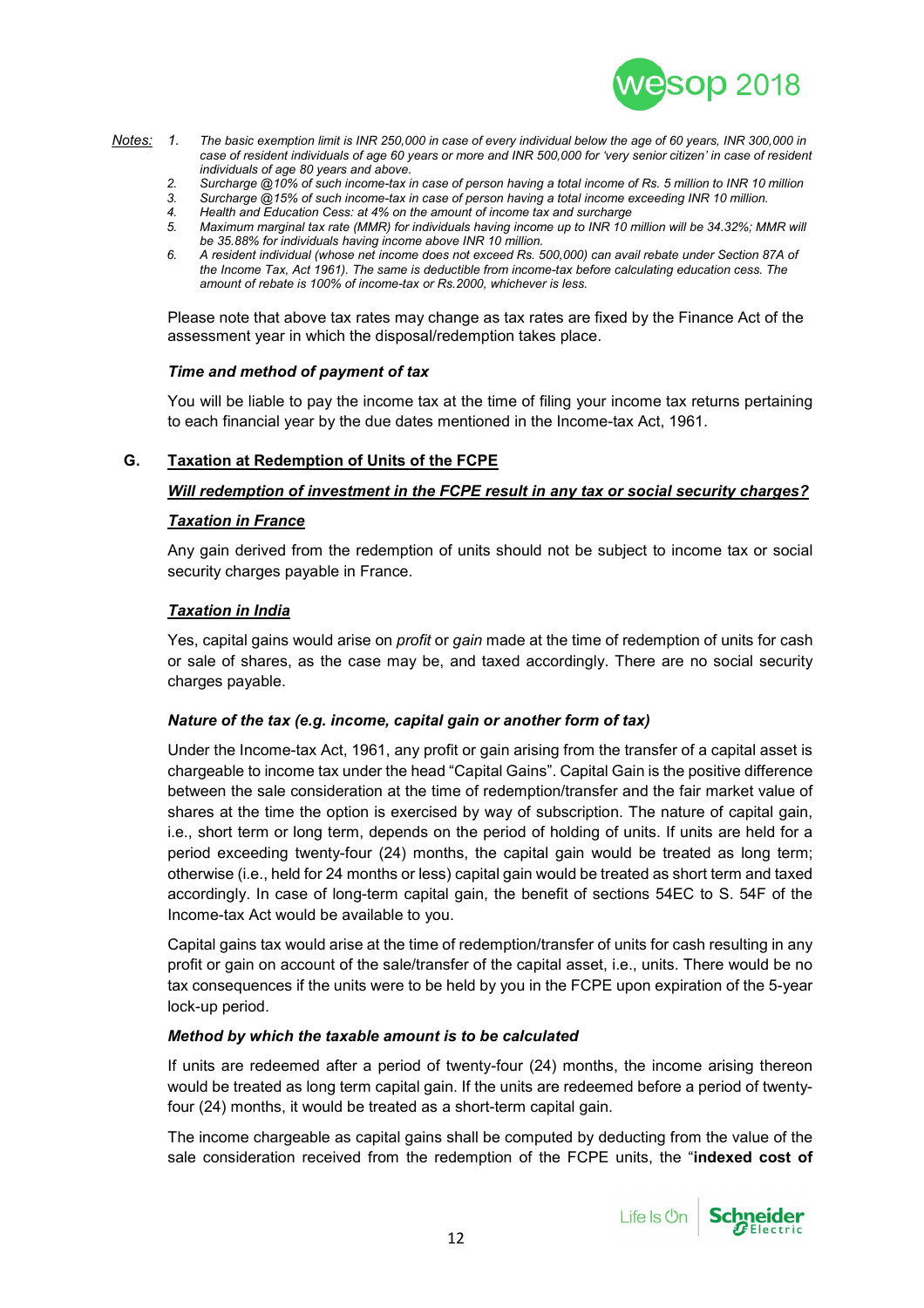*Notes:*

1. *The basic exemption limit is INR 250,000 in case of every individual below the age of 60 years, INR 300,000 in case of resident individuals of age 60 years or more and INR 500,000 for 'very senior citizen' in case of resident individuals of age 80 years and above.*
2. *Surcharge @10% of such income-tax in case of person having a total income of Rs. 5 million to INR 10 million*
3. *Surcharge @15% of such income-tax in case of person having a total income exceeding INR 10 million.*
4. *Health and Education Cess: at 4% on the amount of income tax and surcharge*
5. *Maximum marginal tax rate (MMR) for individuals having income up to INR 10 million will be 34.32%; MMR will be 35.88% for individuals having income above INR 10 million.*
6. *A resident individual (whose net income does not exceed Rs. 500,000) can avail rebate under Section 87A of the Income Tax, Act 1961). The same is deductible from income-tax before calculating education cess. The amount of rebate is 100% of income-tax or Rs.2000, whichever is less.*

Please note that above tax rates may change as tax rates are fixed by the Finance Act of the assessment year in which the disposal/redemption takes place.

***Time and method of payment of tax***

You will be liable to pay the income tax at the time of filing your income tax returns pertaining to each financial year by the due dates mentioned in the Income-tax Act, 1961.

## G. Taxation at Redemption of Units of the FCPE

***Will redemption of investment in the FCPE result in any tax or social security charges?***

***Taxation in France***

Any gain derived from the redemption of units should not be subject to income tax or social security charges payable in France.

***Taxation in India***

Yes, capital gains would arise on *profit* or *gain* made at the time of redemption of units for cash or sale of shares, as the case may be, and taxed accordingly. There are no social security charges payable.

***Nature of the tax (e.g. income, capital gain or another form of tax)***

Under the Income-tax Act, 1961, any profit or gain arising from the transfer of a capital asset is chargeable to income tax under the head "Capital Gains". Capital Gain is the positive difference between the sale consideration at the time of redemption/transfer and the fair market value of shares at the time the option is exercised by way of subscription. The nature of capital gain, i.e., short term or long term, depends on the period of holding of units. If units are held for a period exceeding twenty-four (24) months, the capital gain would be treated as long term; otherwise (i.e., held for 24 months or less) capital gain would be treated as short term and taxed accordingly. In case of long-term capital gain, the benefit of sections 54EC to S. 54F of the Income-tax Act would be available to you.

Capital gains tax would arise at the time of redemption/transfer of units for cash resulting in any profit or gain on account of the sale/transfer of the capital asset, i.e., units. There would be no tax consequences if the units were to be held by you in the FCPE upon expiration of the 5-year lock-up period.

***Method by which the taxable amount is to be calculated***

If units are redeemed after a period of twenty-four (24) months, the income arising thereon would be treated as long term capital gain. If the units are redeemed before a period of twenty-four (24) months, it would be treated as a short-term capital gain.

The income chargeable as capital gains shall be computed by deducting from the value of the sale consideration received from the redemption of the FCPE units, the "**indexed cost of**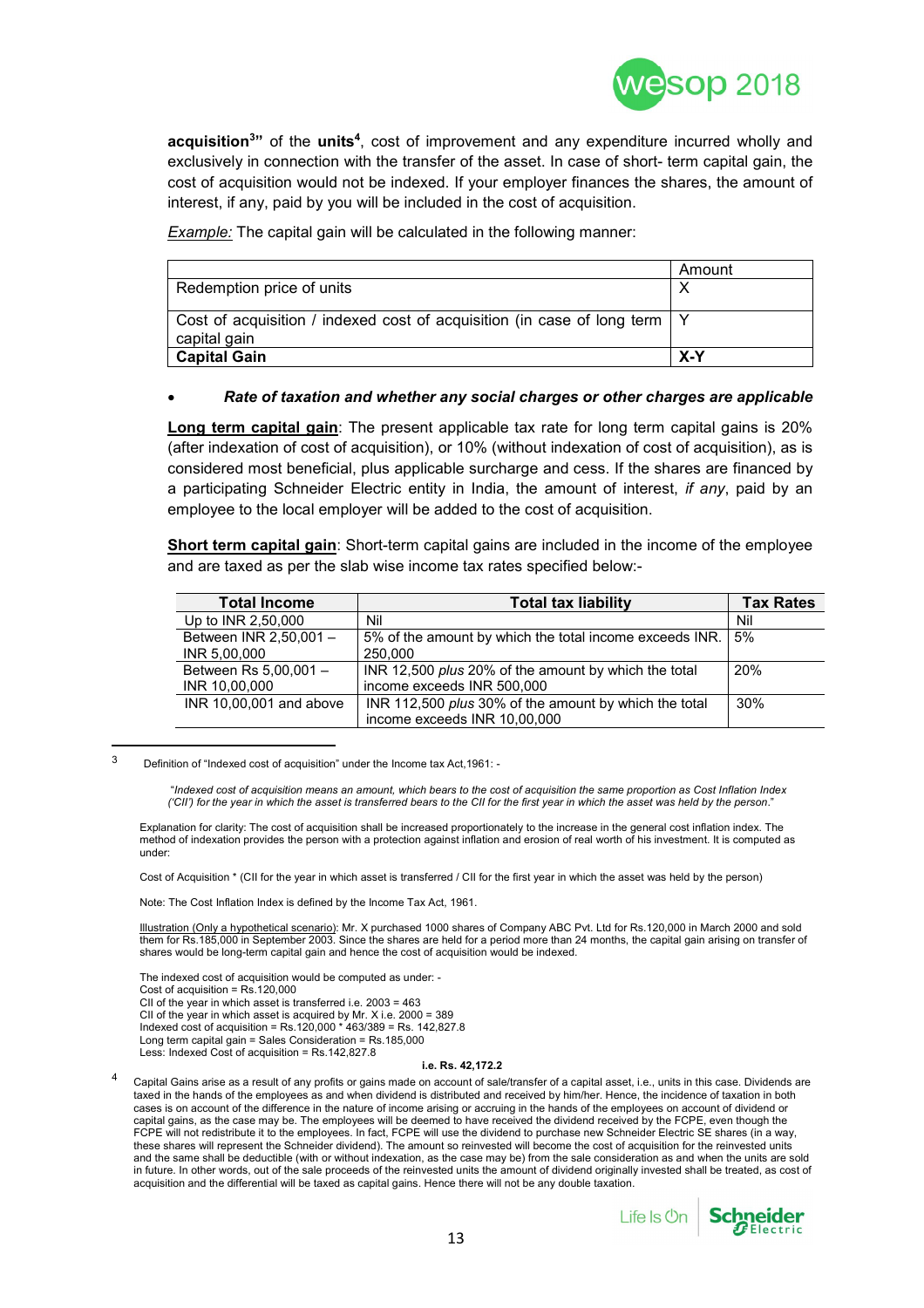**acquisition[3]"** of the **units[4]**, cost of improvement and any expenditure incurred wholly and exclusively in connection with the transfer of the asset. In case of short- term capital gain, the cost of acquisition would not be indexed. If your employer finances the shares, the amount of interest, if any, paid by you will be included in the cost of acquisition.

*Example:* The capital gain will be calculated in the following manner:

| | Amount |
|---|---|
| Redemption price of units | X |
| Cost of acquisition / indexed cost of acquisition (in case of long term capital gain | Y |
| **Capital Gain** | **X-Y** |

- ***Rate of taxation and whether any social charges or other charges are applicable***

**Long term capital gain**: The present applicable tax rate for long term capital gains is 20% (after indexation of cost of acquisition), or 10% (without indexation of cost of acquisition), as is considered most beneficial, plus applicable surcharge and cess. If the shares are financed by a participating Schneider Electric entity in India, the amount of interest, *if any*, paid by an employee to the local employer will be added to the cost of acquisition.

**Short term capital gain**: Short-term capital gains are included in the income of the employee and are taxed as per the slab wise income tax rates specified below:-

| Total Income | Total tax liability | Tax Rates |
|---|---|---|
| Up to INR 2,50,000 | Nil | Nil |
| Between INR 2,50,001 – INR 5,00,000 | 5% of the amount by which the total income exceeds INR. 250,000 | 5% |
| Between Rs 5,00,001 – INR 10,00,000 | INR 12,500 *plus* 20% of the amount by which the total income exceeds INR 500,000 | 20% |
| INR 10,00,001 and above | INR 112,500 *plus* 30% of the amount by which the total income exceeds INR 10,00,000 | 30% |

---

[3] Definition of "Indexed cost of acquisition" under the Income tax Act,1961: -

"*Indexed cost of acquisition means an amount, which bears to the cost of acquisition the same proportion as Cost Inflation Index ('CII') for the year in which the asset is transferred bears to the CII for the first year in which the asset was held by the person*."

Explanation for clarity: The cost of acquisition shall be increased proportionately to the increase in the general cost inflation index. The method of indexation provides the person with a protection against inflation and erosion of real worth of his investment. It is computed as under:

Cost of Acquisition * (CII for the year in which asset is transferred / CII for the first year in which the asset was held by the person)

Note: The Cost Inflation Index is defined by the Income Tax Act, 1961.

Illustration (Only a hypothetical scenario): Mr. X purchased 1000 shares of Company ABC Pvt. Ltd for Rs.120,000 in March 2000 and sold them for Rs.185,000 in September 2003. Since the shares are held for a period more than 24 months, the capital gain arising on transfer of shares would be long-term capital gain and hence the cost of acquisition would be indexed.

The indexed cost of acquisition would be computed as under: -
Cost of acquisition = Rs.120,000
CII of the year in which asset is transferred i.e. 2003 = 463
CII of the year in which asset is acquired by Mr. X i.e. 2000 = 389
Indexed cost of acquisition = Rs.120,000 * 463/389 = Rs. 142,827.8
Long term capital gain = Sales Consideration = Rs.185,000
Less: Indexed Cost of acquisition = Rs.142,827.8

**i.e. Rs. 42,172.2**

[4] Capital Gains arise as a result of any profits or gains made on account of sale/transfer of a capital asset, i.e., units in this case. Dividends are taxed in the hands of the employees as and when dividend is distributed and received by him/her. Hence, the incidence of taxation in both cases is on account of the difference in the nature of income arising or accruing in the hands of the employees on account of dividend or capital gains, as the case may be. The employees will be deemed to have received the dividend received by the FCPE, even though the FCPE will not redistribute it to the employees. In fact, FCPE will use the dividend to purchase new Schneider Electric SE shares (in a way, these shares will represent the Schneider dividend). The amount so reinvested will become the cost of acquisition for the reinvested units and the same shall be deductible (with or without indexation, as the case may be) from the sale consideration as and when the units are sold in future. In other words, out of the sale proceeds of the reinvested units the amount of dividend originally invested shall be treated, as cost of acquisition and the differential will be taxed as capital gains. Hence there will not be any double taxation.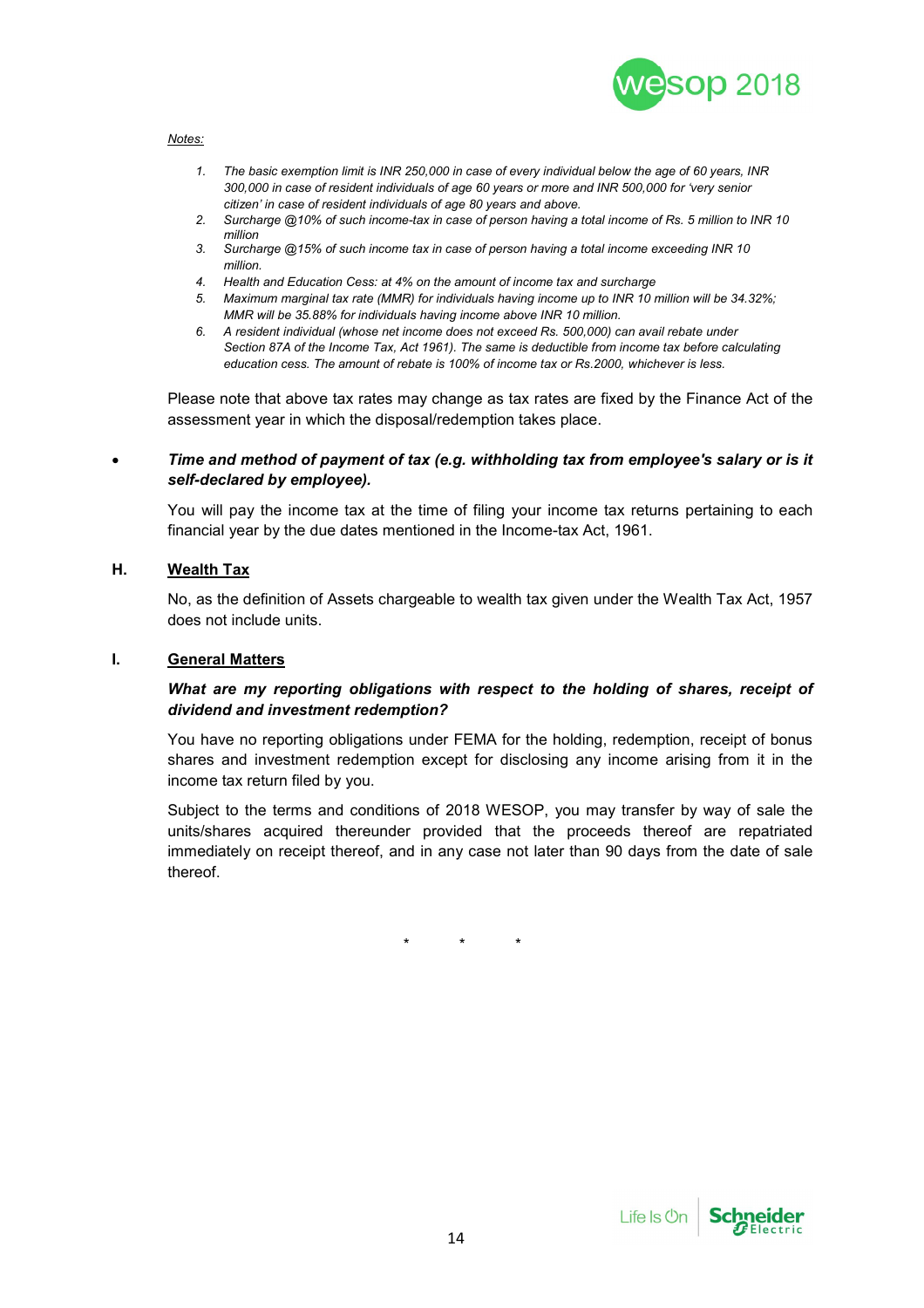*Notes:*

1. *The basic exemption limit is INR 250,000 in case of every individual below the age of 60 years, INR 300,000 in case of resident individuals of age 60 years or more and INR 500,000 for 'very senior citizen' in case of resident individuals of age 80 years and above.*
2. *Surcharge @10% of such income-tax in case of person having a total income of Rs. 5 million to INR 10 million*
3. *Surcharge @15% of such income tax in case of person having a total income exceeding INR 10 million.*
4. *Health and Education Cess: at 4% on the amount of income tax and surcharge*
5. *Maximum marginal tax rate (MMR) for individuals having income up to INR 10 million will be 34.32%; MMR will be 35.88% for individuals having income above INR 10 million.*
6. *A resident individual (whose net income does not exceed Rs. 500,000) can avail rebate under Section 87A of the Income Tax, Act 1961). The same is deductible from income tax before calculating education cess. The amount of rebate is 100% of income tax or Rs.2000, whichever is less.*

Please note that above tax rates may change as tax rates are fixed by the Finance Act of the assessment year in which the disposal/redemption takes place.

- ***Time and method of payment of tax (e.g. withholding tax from employee's salary or is it self-declared by employee).***

  You will pay the income tax at the time of filing your income tax returns pertaining to each financial year by the due dates mentioned in the Income-tax Act, 1961.

## H. Wealth Tax

No, as the definition of Assets chargeable to wealth tax given under the Wealth Tax Act, 1957 does not include units.

## I. General Matters

***What are my reporting obligations with respect to the holding of shares, receipt of dividend and investment redemption?***

You have no reporting obligations under FEMA for the holding, redemption, receipt of bonus shares and investment redemption except for disclosing any income arising from it in the income tax return filed by you.

Subject to the terms and conditions of 2018 WESOP, you may transfer by way of sale the units/shares acquired thereunder provided that the proceeds thereof are repatriated immediately on receipt thereof, and in any case not later than 90 days from the date of sale thereof.

\* \* \*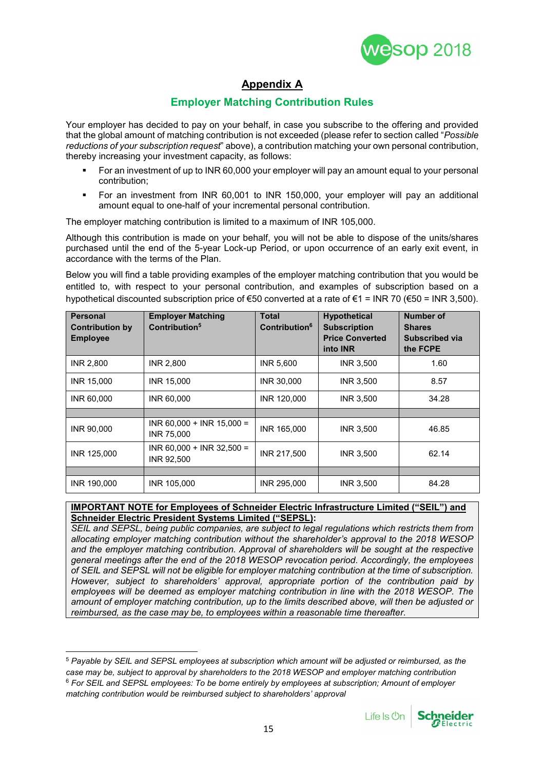## Appendix A

### Employer Matching Contribution Rules

Your employer has decided to pay on your behalf, in case you subscribe to the offering and provided that the global amount of matching contribution is not exceeded (please refer to section called "*Possible reductions of your subscription request*" above), a contribution matching your own personal contribution, thereby increasing your investment capacity, as follows:

- For an investment of up to INR 60,000 your employer will pay an amount equal to your personal contribution;
- For an investment from INR 60,001 to INR 150,000, your employer will pay an additional amount equal to one-half of your incremental personal contribution.

The employer matching contribution is limited to a maximum of INR 105,000.

Although this contribution is made on your behalf, you will not be able to dispose of the units/shares purchased until the end of the 5-year Lock-up Period, or upon occurrence of an early exit event, in accordance with the terms of the Plan.

Below you will find a table providing examples of the employer matching contribution that you would be entitled to, with respect to your personal contribution, and examples of subscription based on a hypothetical discounted subscription price of €50 converted at a rate of €1 = INR 70 (€50 = INR 3,500).

| Personal Contribution by Employee | Employer Matching Contribution[5] | Total Contribution[6] | Hypothetical Subscription Price Converted into INR | Number of Shares Subscribed via the FCPE |
|---|---|---|---|---|
| INR 2,800 | INR 2,800 | INR 5,600 | INR 3,500 | 1.60 |
| INR 15,000 | INR 15,000 | INR 30,000 | INR 3,500 | 8.57 |
| INR 60,000 | INR 60,000 | INR 120,000 | INR 3,500 | 34.28 |
| | | | | |
| INR 90,000 | INR 60,000 + INR 15,000 = INR 75,000 | INR 165,000 | INR 3,500 | 46.85 |
| INR 125,000 | INR 60,000 + INR 32,500 = INR 92,500 | INR 217,500 | INR 3,500 | 62.14 |
| | | | | |
| INR 190,000 | INR 105,000 | INR 295,000 | INR 3,500 | 84.28 |

**IMPORTANT NOTE for Employees of Schneider Electric Infrastructure Limited ("SEIL") and Schneider Electric President Systems Limited ("SEPSL"):**

*SEIL and SEPSL, being public companies, are subject to legal regulations which restricts them from allocating employer matching contribution without the shareholder's approval to the 2018 WESOP and the employer matching contribution. Approval of shareholders will be sought at the respective general meetings after the end of the 2018 WESOP revocation period. Accordingly, the employees of SEIL and SEPSL will not be eligible for employer matching contribution at the time of subscription. However, subject to shareholders' approval, appropriate portion of the contribution paid by employees will be deemed as employer matching contribution in line with the 2018 WESOP. The amount of employer matching contribution, up to the limits described above, will then be adjusted or reimbursed, as the case may be, to employees within a reasonable time thereafter.*

[5] *Payable by SEIL and SEPSL employees at subscription which amount will be adjusted or reimbursed, as the case may be, subject to approval by shareholders to the 2018 WESOP and employer matching contribution*

[6] *For SEIL and SEPSL employees: To be borne entirely by employees at subscription; Amount of employer matching contribution would be reimbursed subject to shareholders' approval*